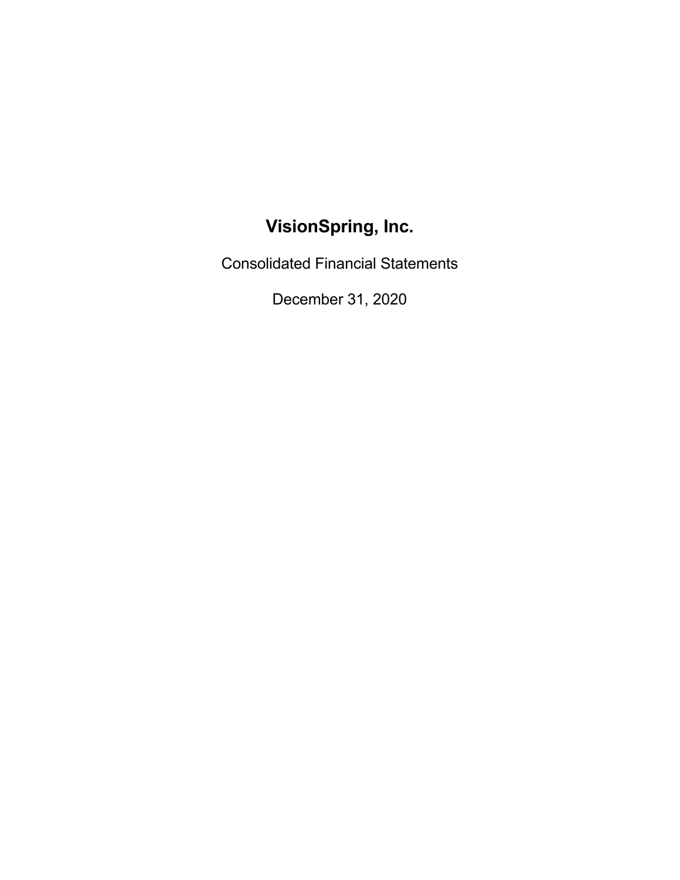# VisionSpring, Inc.

Consolidated Financial Statements

December 31, 2020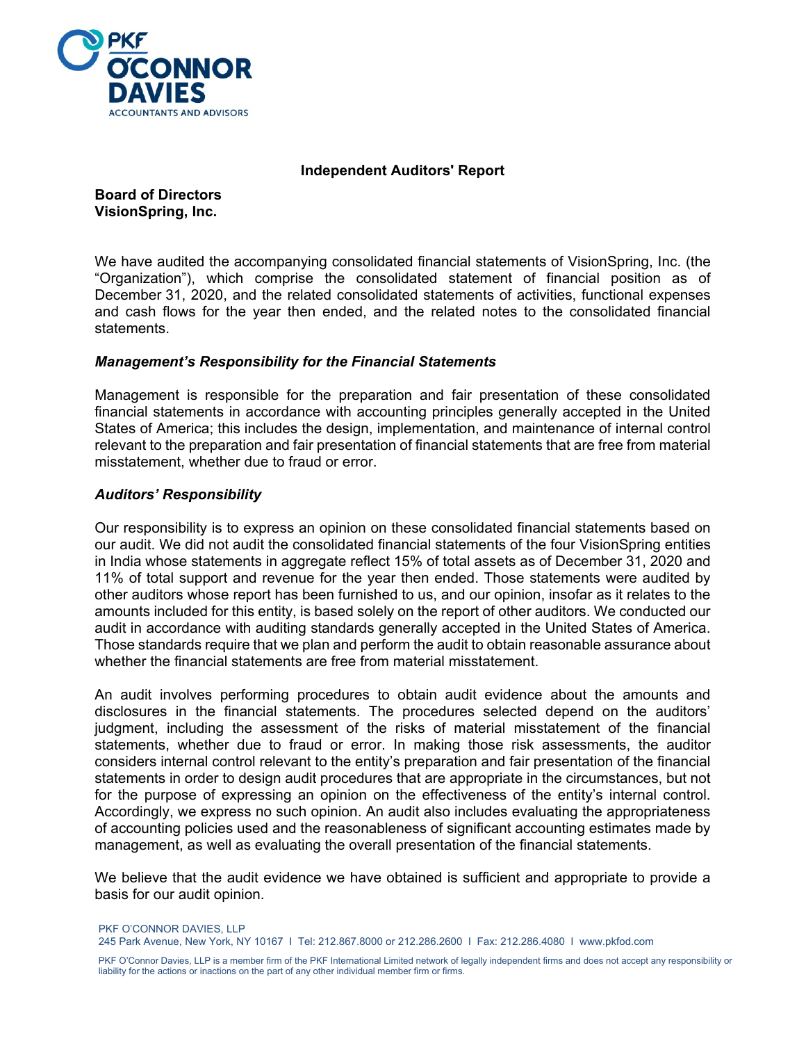PKF O'CONNOR DAVIES
ACCOUNTANTS AND ADVISORS

## Independent Auditors' Report

**Board of Directors**
**VisionSpring, Inc.**

We have audited the accompanying consolidated financial statements of VisionSpring, Inc. (the "Organization"), which comprise the consolidated statement of financial position as of December 31, 2020, and the related consolidated statements of activities, functional expenses and cash flows for the year then ended, and the related notes to the consolidated financial statements.

### *Management's Responsibility for the Financial Statements*

Management is responsible for the preparation and fair presentation of these consolidated financial statements in accordance with accounting principles generally accepted in the United States of America; this includes the design, implementation, and maintenance of internal control relevant to the preparation and fair presentation of financial statements that are free from material misstatement, whether due to fraud or error.

### *Auditors' Responsibility*

Our responsibility is to express an opinion on these consolidated financial statements based on our audit. We did not audit the consolidated financial statements of the four VisionSpring entities in India whose statements in aggregate reflect 15% of total assets as of December 31, 2020 and 11% of total support and revenue for the year then ended. Those statements were audited by other auditors whose report has been furnished to us, and our opinion, insofar as it relates to the amounts included for this entity, is based solely on the report of other auditors. We conducted our audit in accordance with auditing standards generally accepted in the United States of America. Those standards require that we plan and perform the audit to obtain reasonable assurance about whether the financial statements are free from material misstatement.

An audit involves performing procedures to obtain audit evidence about the amounts and disclosures in the financial statements. The procedures selected depend on the auditors' judgment, including the assessment of the risks of material misstatement of the financial statements, whether due to fraud or error. In making those risk assessments, the auditor considers internal control relevant to the entity's preparation and fair presentation of the financial statements in order to design audit procedures that are appropriate in the circumstances, but not for the purpose of expressing an opinion on the effectiveness of the entity's internal control. Accordingly, we express no such opinion. An audit also includes evaluating the appropriateness of accounting policies used and the reasonableness of significant accounting estimates made by management, as well as evaluating the overall presentation of the financial statements.

We believe that the audit evidence we have obtained is sufficient and appropriate to provide a basis for our audit opinion.

PKF O'CONNOR DAVIES, LLP
245 Park Avenue, New York, NY 10167 I Tel: 212.867.8000 or 212.286.2600 I Fax: 212.286.4080 I www.pkfod.com

PKF O'Connor Davies, LLP is a member firm of the PKF International Limited network of legally independent firms and does not accept any responsibility or liability for the actions or inactions on the part of any other individual member firm or firms.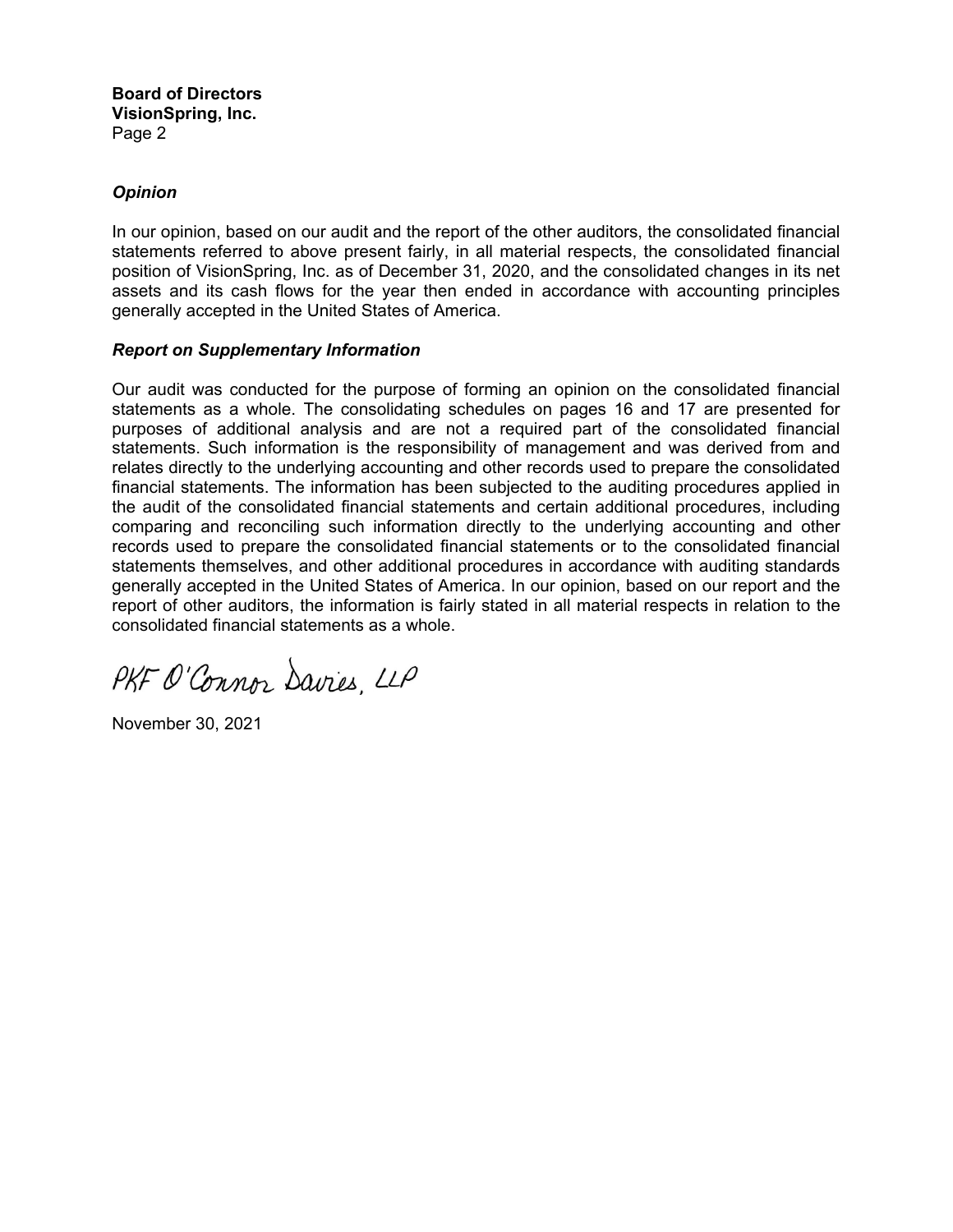**Board of Directors**
**VisionSpring, Inc.**
Page 2

### *Opinion*

In our opinion, based on our audit and the report of the other auditors, the consolidated financial statements referred to above present fairly, in all material respects, the consolidated financial position of VisionSpring, Inc. as of December 31, 2020, and the consolidated changes in its net assets and its cash flows for the year then ended in accordance with accounting principles generally accepted in the United States of America.

### *Report on Supplementary Information*

Our audit was conducted for the purpose of forming an opinion on the consolidated financial statements as a whole. The consolidating schedules on pages 16 and 17 are presented for purposes of additional analysis and are not a required part of the consolidated financial statements. Such information is the responsibility of management and was derived from and relates directly to the underlying accounting and other records used to prepare the consolidated financial statements. The information has been subjected to the auditing procedures applied in the audit of the consolidated financial statements and certain additional procedures, including comparing and reconciling such information directly to the underlying accounting and other records used to prepare the consolidated financial statements or to the consolidated financial statements themselves, and other additional procedures in accordance with auditing standards generally accepted in the United States of America. In our opinion, based on our report and the report of other auditors, the information is fairly stated in all material respects in relation to the consolidated financial statements as a whole.

PKF O'Connor Davies, LLP

November 30, 2021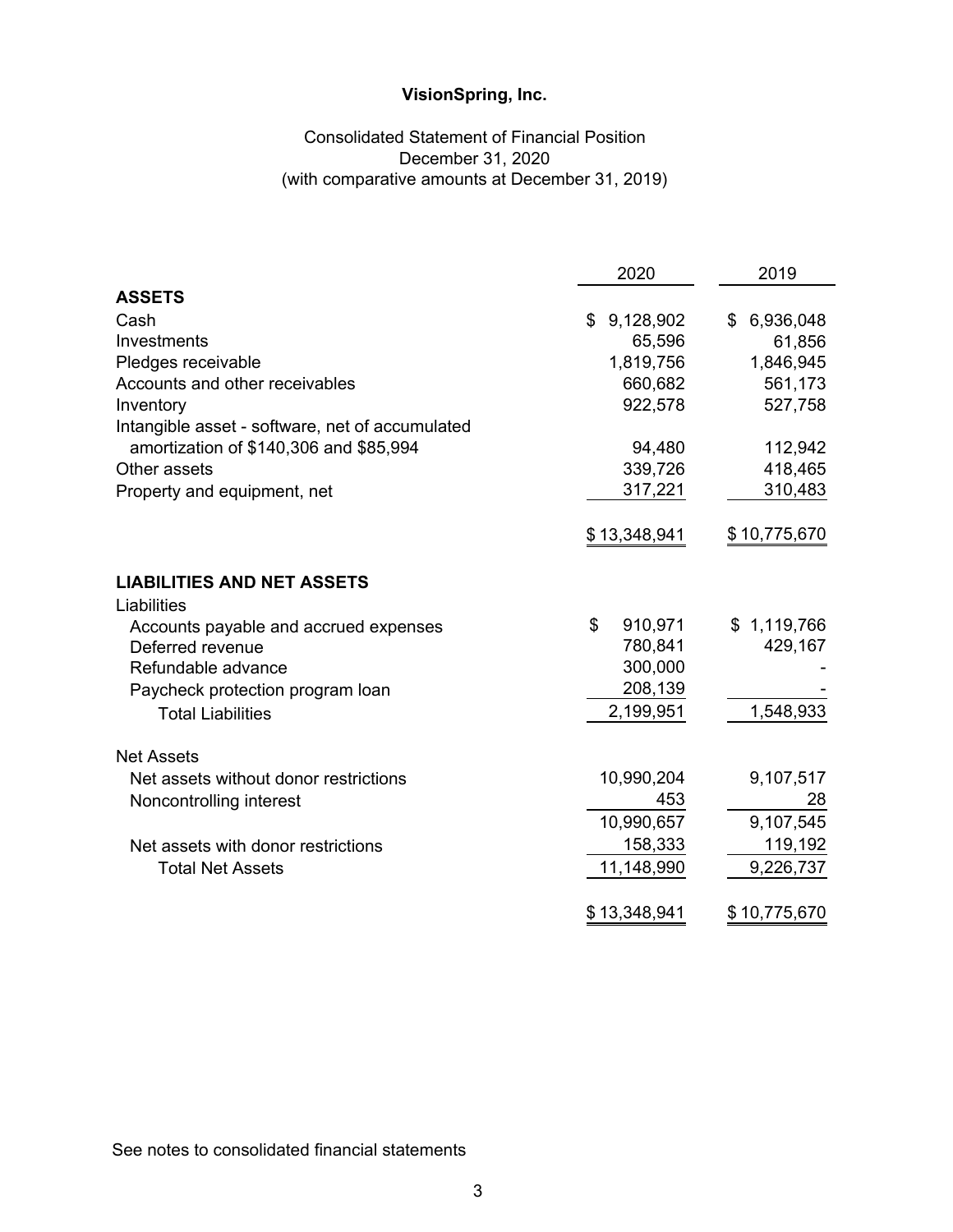# VisionSpring, Inc.

Consolidated Statement of Financial Position
December 31, 2020
(with comparative amounts at December 31, 2019)

| | 2020 | 2019 |
|---|---|---|
| **ASSETS** | | |
| Cash | $ 9,128,902 | $ 6,936,048 |
| Investments | 65,596 | 61,856 |
| Pledges receivable | 1,819,756 | 1,846,945 |
| Accounts and other receivables | 660,682 | 561,173 |
| Inventory | 922,578 | 527,758 |
| Intangible asset - software, net of accumulated amortization of $140,306 and $85,994 | 94,480 | 112,942 |
| Other assets | 339,726 | 418,465 |
| Property and equipment, net | 317,221 | 310,483 |
| | $ 13,348,941 | $ 10,775,670 |
| **LIABILITIES AND NET ASSETS** | | |
| Liabilities | | |
| Accounts payable and accrued expenses | $ 910,971 | $ 1,119,766 |
| Deferred revenue | 780,841 | 429,167 |
| Refundable advance | 300,000 | - |
| Paycheck protection program loan | 208,139 | - |
| Total Liabilities | 2,199,951 | 1,548,933 |
| Net Assets | | |
| Net assets without donor restrictions | 10,990,204 | 9,107,517 |
| Noncontrolling interest | 453 | 28 |
| | 10,990,657 | 9,107,545 |
| Net assets with donor restrictions | 158,333 | 119,192 |
| Total Net Assets | 11,148,990 | 9,226,737 |
| | $ 13,348,941 | $ 10,775,670 |

See notes to consolidated financial statements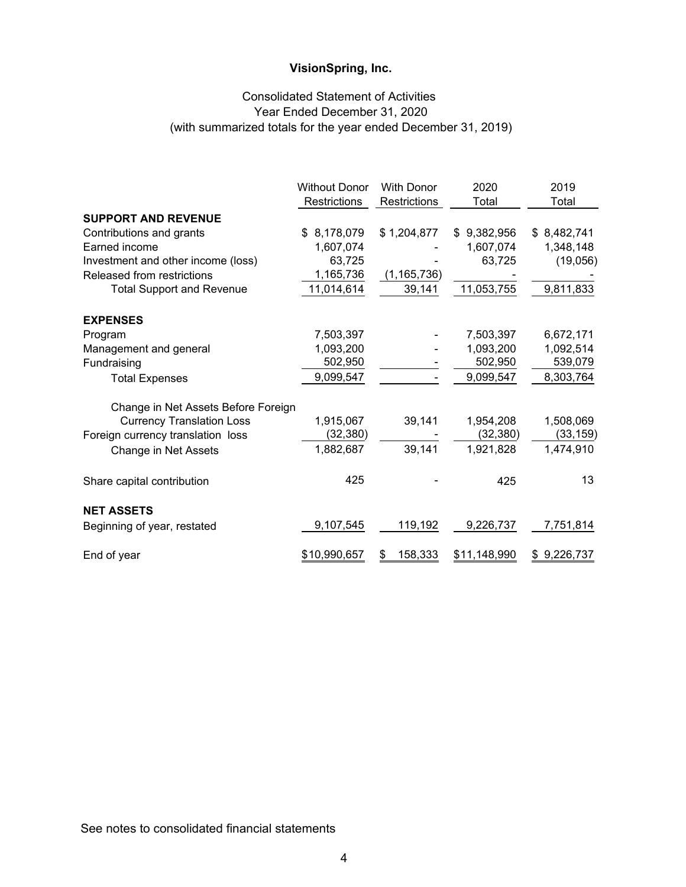# VisionSpring, Inc.

## Consolidated Statement of Activities
Year Ended December 31, 2020
(with summarized totals for the year ended December 31, 2019)

| | Without Donor Restrictions | With Donor Restrictions | 2020 Total | 2019 Total |
|---|---|---|---|---|
| **SUPPORT AND REVENUE** | | | | |
| Contributions and grants | $ 8,178,079 | $ 1,204,877 | $ 9,382,956 | $ 8,482,741 |
| Earned income | 1,607,074 | - | 1,607,074 | 1,348,148 |
| Investment and other income (loss) | 63,725 | - | 63,725 | (19,056) |
| Released from restrictions | 1,165,736 | (1,165,736) | - | - |
| Total Support and Revenue | 11,014,614 | 39,141 | 11,053,755 | 9,811,833 |
| **EXPENSES** | | | | |
| Program | 7,503,397 | - | 7,503,397 | 6,672,171 |
| Management and general | 1,093,200 | - | 1,093,200 | 1,092,514 |
| Fundraising | 502,950 | - | 502,950 | 539,079 |
| Total Expenses | 9,099,547 | - | 9,099,547 | 8,303,764 |
| Change in Net Assets Before Foreign Currency Translation Loss | 1,915,067 | 39,141 | 1,954,208 | 1,508,069 |
| Foreign currency translation loss | (32,380) | - | (32,380) | (33,159) |
| Change in Net Assets | 1,882,687 | 39,141 | 1,921,828 | 1,474,910 |
| Share capital contribution | 425 | - | 425 | 13 |
| **NET ASSETS** | | | | |
| Beginning of year, restated | 9,107,545 | 119,192 | 9,226,737 | 7,751,814 |
| End of year | $10,990,657 | $ 158,333 | $11,148,990 | $ 9,226,737 |

See notes to consolidated financial statements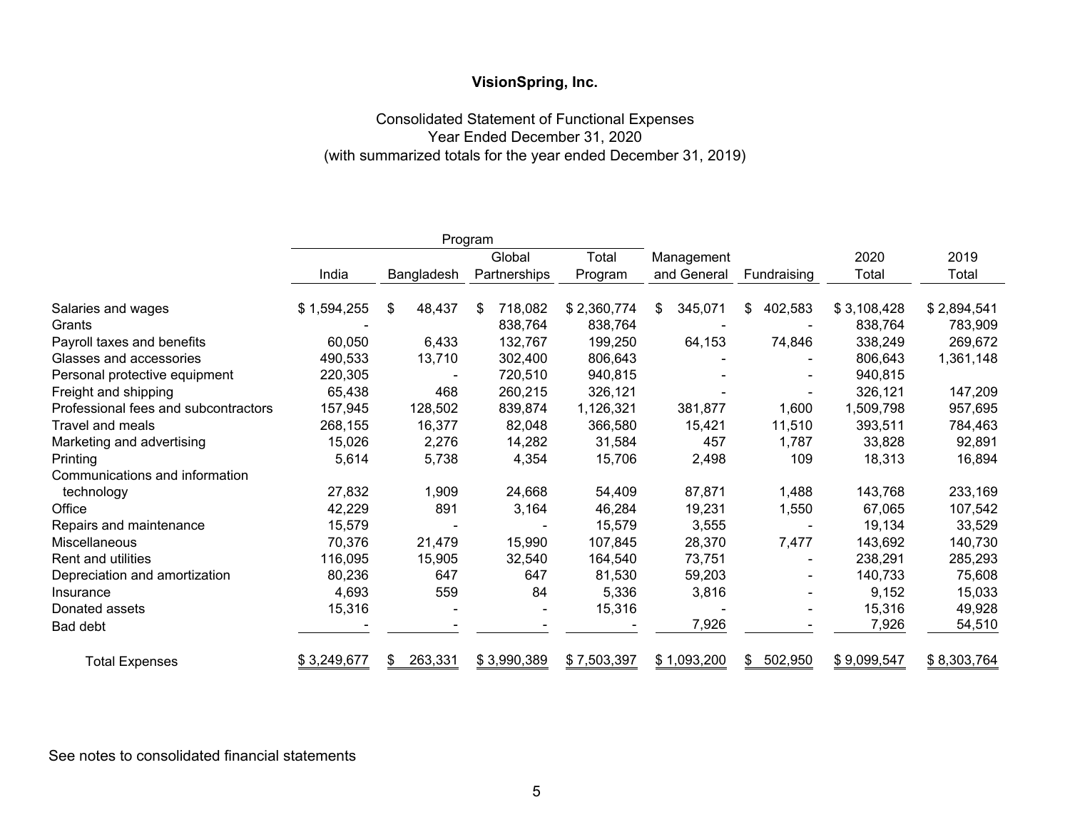**VisionSpring, Inc.**

Consolidated Statement of Functional Expenses
Year Ended December 31, 2020
(with summarized totals for the year ended December 31, 2019)

| | Program | | | | | | | |
|---|---|---|---|---|---|---|---|---|
| | India | Bangladesh | Global Partnerships | Total Program | Management and General | Fundraising | 2020 Total | 2019 Total |
| Salaries and wages | $ 1,594,255 | $ 48,437 | $ 718,082 | $ 2,360,774 | $ 345,071 | $ 402,583 | $ 3,108,428 | $ 2,894,541 |
| Grants | - | | 838,764 | 838,764 | - | - | 838,764 | 783,909 |
| Payroll taxes and benefits | 60,050 | 6,433 | 132,767 | 199,250 | 64,153 | 74,846 | 338,249 | 269,672 |
| Glasses and accessories | 490,533 | 13,710 | 302,400 | 806,643 | - | - | 806,643 | 1,361,148 |
| Personal protective equipment | 220,305 | - | 720,510 | 940,815 | - | - | 940,815 | |
| Freight and shipping | 65,438 | 468 | 260,215 | 326,121 | - | - | 326,121 | 147,209 |
| Professional fees and subcontractors | 157,945 | 128,502 | 839,874 | 1,126,321 | 381,877 | 1,600 | 1,509,798 | 957,695 |
| Travel and meals | 268,155 | 16,377 | 82,048 | 366,580 | 15,421 | 11,510 | 393,511 | 784,463 |
| Marketing and advertising | 15,026 | 2,276 | 14,282 | 31,584 | 457 | 1,787 | 33,828 | 92,891 |
| Printing | 5,614 | 5,738 | 4,354 | 15,706 | 2,498 | 109 | 18,313 | 16,894 |
| Communications and information technology | 27,832 | 1,909 | 24,668 | 54,409 | 87,871 | 1,488 | 143,768 | 233,169 |
| Office | 42,229 | 891 | 3,164 | 46,284 | 19,231 | 1,550 | 67,065 | 107,542 |
| Repairs and maintenance | 15,579 | - | - | 15,579 | 3,555 | - | 19,134 | 33,529 |
| Miscellaneous | 70,376 | 21,479 | 15,990 | 107,845 | 28,370 | 7,477 | 143,692 | 140,730 |
| Rent and utilities | 116,095 | 15,905 | 32,540 | 164,540 | 73,751 | - | 238,291 | 285,293 |
| Depreciation and amortization | 80,236 | 647 | 647 | 81,530 | 59,203 | - | 140,733 | 75,608 |
| Insurance | 4,693 | 559 | 84 | 5,336 | 3,816 | - | 9,152 | 15,033 |
| Donated assets | 15,316 | - | - | 15,316 | - | - | 15,316 | 49,928 |
| Bad debt | - | - | - | - | 7,926 | - | 7,926 | 54,510 |
| Total Expenses | $ 3,249,677 | $ 263,331 | $ 3,990,389 | $ 7,503,397 | $ 1,093,200 | $ 502,950 | $ 9,099,547 | $ 8,303,764 |

See notes to consolidated financial statements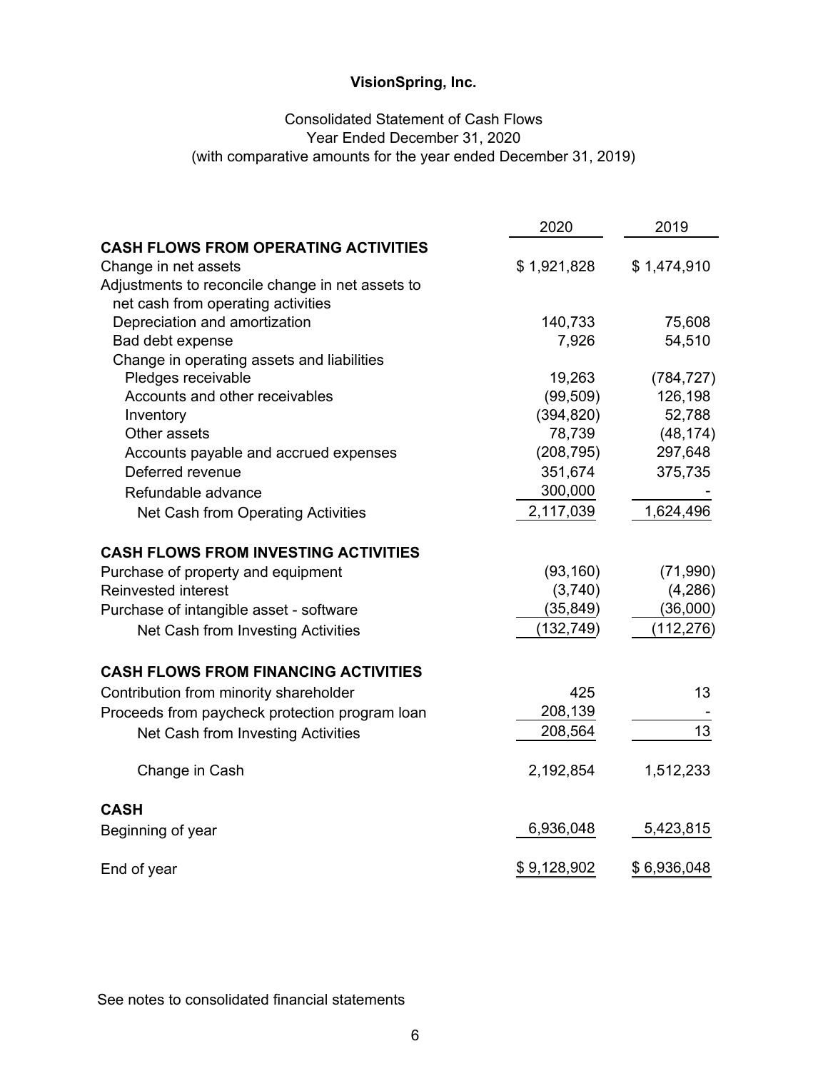**VisionSpring, Inc.**

Consolidated Statement of Cash Flows
Year Ended December 31, 2020
(with comparative amounts for the year ended December 31, 2019)

| | 2020 | 2019 |
|---|---|---|
| **CASH FLOWS FROM OPERATING ACTIVITIES** | | |
| Change in net assets | $ 1,921,828 | $ 1,474,910 |
| Adjustments to reconcile change in net assets to net cash from operating activities | | |
| Depreciation and amortization | 140,733 | 75,608 |
| Bad debt expense | 7,926 | 54,510 |
| Change in operating assets and liabilities | | |
| Pledges receivable | 19,263 | (784,727) |
| Accounts and other receivables | (99,509) | 126,198 |
| Inventory | (394,820) | 52,788 |
| Other assets | 78,739 | (48,174) |
| Accounts payable and accrued expenses | (208,795) | 297,648 |
| Deferred revenue | 351,674 | 375,735 |
| Refundable advance | 300,000 | - |
| Net Cash from Operating Activities | 2,117,039 | 1,624,496 |
| **CASH FLOWS FROM INVESTING ACTIVITIES** | | |
| Purchase of property and equipment | (93,160) | (71,990) |
| Reinvested interest | (3,740) | (4,286) |
| Purchase of intangible asset - software | (35,849) | (36,000) |
| Net Cash from Investing Activities | (132,749) | (112,276) |
| **CASH FLOWS FROM FINANCING ACTIVITIES** | | |
| Contribution from minority shareholder | 425 | 13 |
| Proceeds from paycheck protection program loan | 208,139 | - |
| Net Cash from Investing Activities | 208,564 | 13 |
| Change in Cash | 2,192,854 | 1,512,233 |
| **CASH** | | |
| Beginning of year | 6,936,048 | 5,423,815 |
| End of year | $ 9,128,902 | $ 6,936,048 |

See notes to consolidated financial statements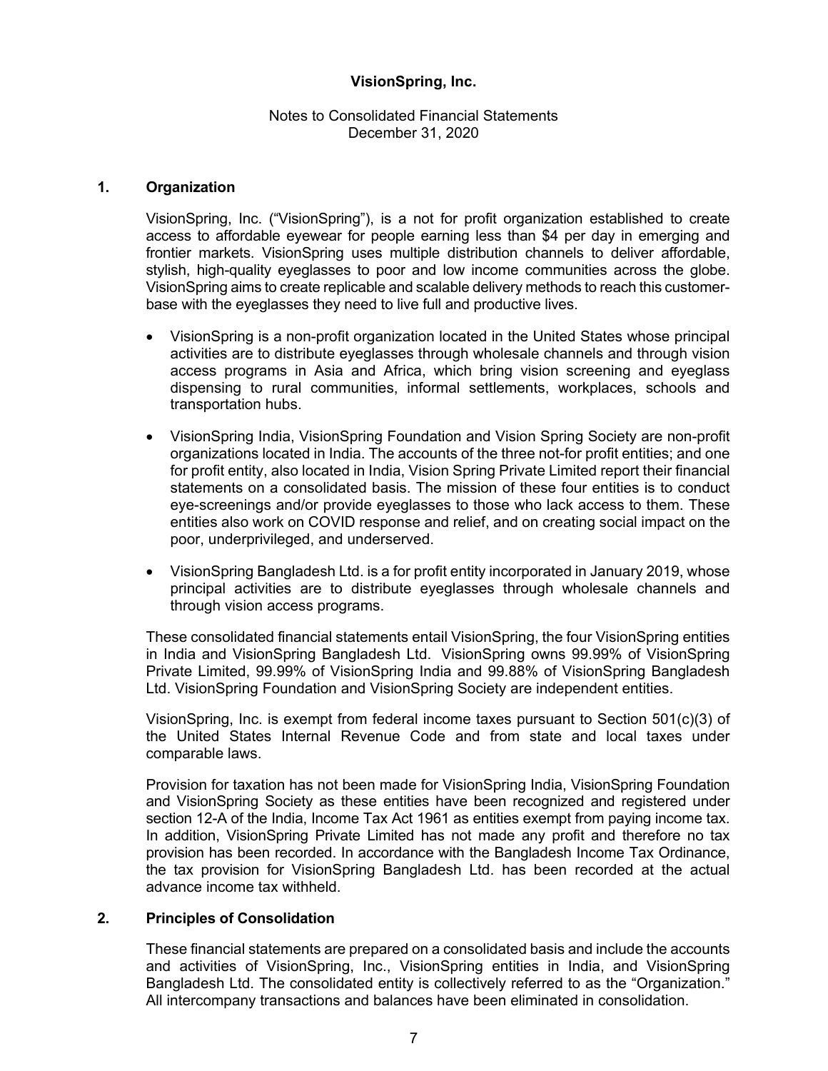**VisionSpring, Inc.**

Notes to Consolidated Financial Statements
December 31, 2020

## 1. Organization

VisionSpring, Inc. ("VisionSpring"), is a not for profit organization established to create access to affordable eyewear for people earning less than $4 per day in emerging and frontier markets. VisionSpring uses multiple distribution channels to deliver affordable, stylish, high-quality eyeglasses to poor and low income communities across the globe. VisionSpring aims to create replicable and scalable delivery methods to reach this customer-base with the eyeglasses they need to live full and productive lives.

- VisionSpring is a non-profit organization located in the United States whose principal activities are to distribute eyeglasses through wholesale channels and through vision access programs in Asia and Africa, which bring vision screening and eyeglass dispensing to rural communities, informal settlements, workplaces, schools and transportation hubs.
- VisionSpring India, VisionSpring Foundation and Vision Spring Society are non-profit organizations located in India. The accounts of the three not-for profit entities; and one for profit entity, also located in India, Vision Spring Private Limited report their financial statements on a consolidated basis. The mission of these four entities is to conduct eye-screenings and/or provide eyeglasses to those who lack access to them. These entities also work on COVID response and relief, and on creating social impact on the poor, underprivileged, and underserved.
- VisionSpring Bangladesh Ltd. is a for profit entity incorporated in January 2019, whose principal activities are to distribute eyeglasses through wholesale channels and through vision access programs.

These consolidated financial statements entail VisionSpring, the four VisionSpring entities in India and VisionSpring Bangladesh Ltd. VisionSpring owns 99.99% of VisionSpring Private Limited, 99.99% of VisionSpring India and 99.88% of VisionSpring Bangladesh Ltd. VisionSpring Foundation and VisionSpring Society are independent entities.

VisionSpring, Inc. is exempt from federal income taxes pursuant to Section 501(c)(3) of the United States Internal Revenue Code and from state and local taxes under comparable laws.

Provision for taxation has not been made for VisionSpring India, VisionSpring Foundation and VisionSpring Society as these entities have been recognized and registered under section 12-A of the India, Income Tax Act 1961 as entities exempt from paying income tax. In addition, VisionSpring Private Limited has not made any profit and therefore no tax provision has been recorded. In accordance with the Bangladesh Income Tax Ordinance, the tax provision for VisionSpring Bangladesh Ltd. has been recorded at the actual advance income tax withheld.

## 2. Principles of Consolidation

These financial statements are prepared on a consolidated basis and include the accounts and activities of VisionSpring, Inc., VisionSpring entities in India, and VisionSpring Bangladesh Ltd. The consolidated entity is collectively referred to as the "Organization." All intercompany transactions and balances have been eliminated in consolidation.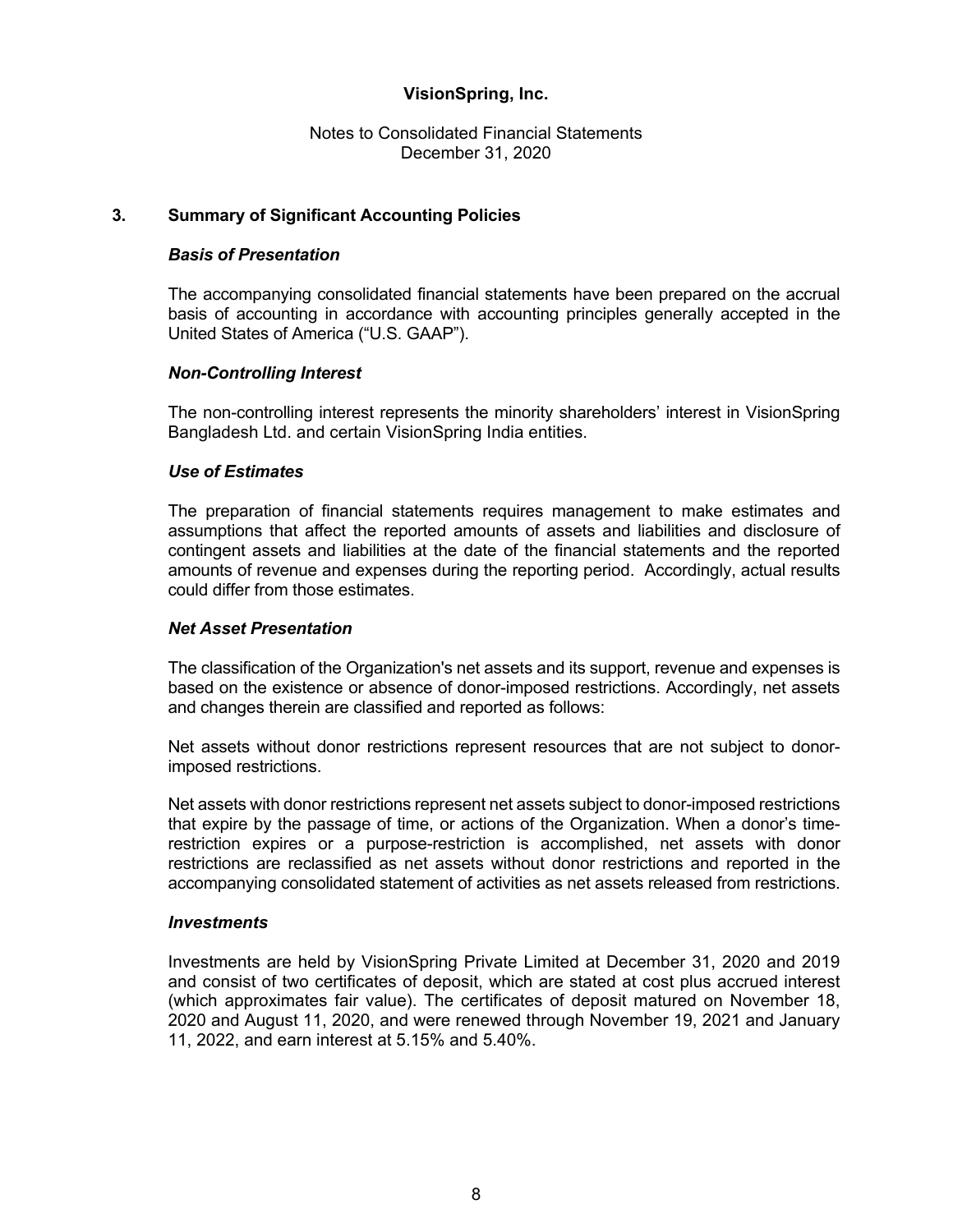## 3. Summary of Significant Accounting Policies

### *Basis of Presentation*

The accompanying consolidated financial statements have been prepared on the accrual basis of accounting in accordance with accounting principles generally accepted in the United States of America ("U.S. GAAP").

### *Non-Controlling Interest*

The non-controlling interest represents the minority shareholders' interest in VisionSpring Bangladesh Ltd. and certain VisionSpring India entities.

### *Use of Estimates*

The preparation of financial statements requires management to make estimates and assumptions that affect the reported amounts of assets and liabilities and disclosure of contingent assets and liabilities at the date of the financial statements and the reported amounts of revenue and expenses during the reporting period. Accordingly, actual results could differ from those estimates.

### *Net Asset Presentation*

The classification of the Organization's net assets and its support, revenue and expenses is based on the existence or absence of donor-imposed restrictions. Accordingly, net assets and changes therein are classified and reported as follows:

Net assets without donor restrictions represent resources that are not subject to donor-imposed restrictions.

Net assets with donor restrictions represent net assets subject to donor-imposed restrictions that expire by the passage of time, or actions of the Organization. When a donor's time-restriction expires or a purpose-restriction is accomplished, net assets with donor restrictions are reclassified as net assets without donor restrictions and reported in the accompanying consolidated statement of activities as net assets released from restrictions.

### *Investments*

Investments are held by VisionSpring Private Limited at December 31, 2020 and 2019 and consist of two certificates of deposit, which are stated at cost plus accrued interest (which approximates fair value). The certificates of deposit matured on November 18, 2020 and August 11, 2020, and were renewed through November 19, 2021 and January 11, 2022, and earn interest at 5.15% and 5.40%.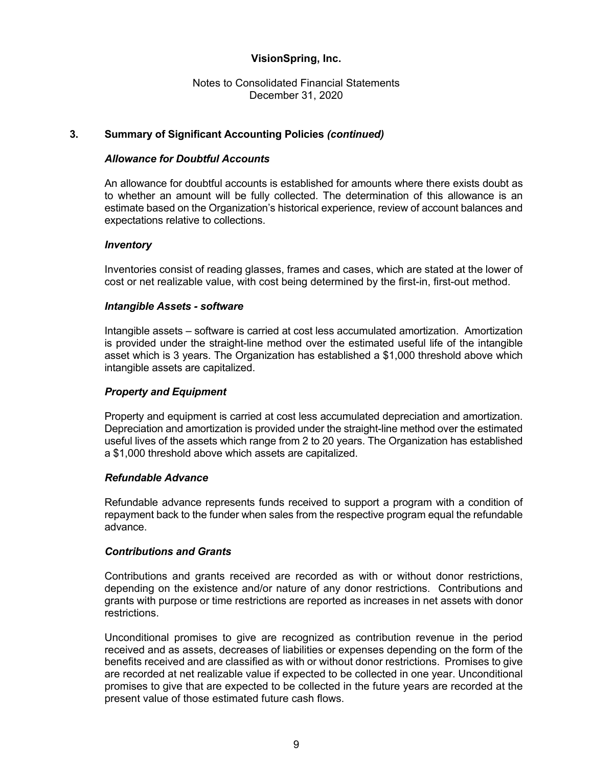# VisionSpring, Inc.

Notes to Consolidated Financial Statements
December 31, 2020

## 3. Summary of Significant Accounting Policies *(continued)*

### *Allowance for Doubtful Accounts*

An allowance for doubtful accounts is established for amounts where there exists doubt as to whether an amount will be fully collected. The determination of this allowance is an estimate based on the Organization's historical experience, review of account balances and expectations relative to collections.

### *Inventory*

Inventories consist of reading glasses, frames and cases, which are stated at the lower of cost or net realizable value, with cost being determined by the first-in, first-out method.

### *Intangible Assets - software*

Intangible assets – software is carried at cost less accumulated amortization. Amortization is provided under the straight-line method over the estimated useful life of the intangible asset which is 3 years. The Organization has established a $1,000 threshold above which intangible assets are capitalized.

### *Property and Equipment*

Property and equipment is carried at cost less accumulated depreciation and amortization. Depreciation and amortization is provided under the straight-line method over the estimated useful lives of the assets which range from 2 to 20 years. The Organization has established a $1,000 threshold above which assets are capitalized.

### *Refundable Advance*

Refundable advance represents funds received to support a program with a condition of repayment back to the funder when sales from the respective program equal the refundable advance.

### *Contributions and Grants*

Contributions and grants received are recorded as with or without donor restrictions, depending on the existence and/or nature of any donor restrictions. Contributions and grants with purpose or time restrictions are reported as increases in net assets with donor restrictions.

Unconditional promises to give are recognized as contribution revenue in the period received and as assets, decreases of liabilities or expenses depending on the form of the benefits received and are classified as with or without donor restrictions. Promises to give are recorded at net realizable value if expected to be collected in one year. Unconditional promises to give that are expected to be collected in the future years are recorded at the present value of those estimated future cash flows.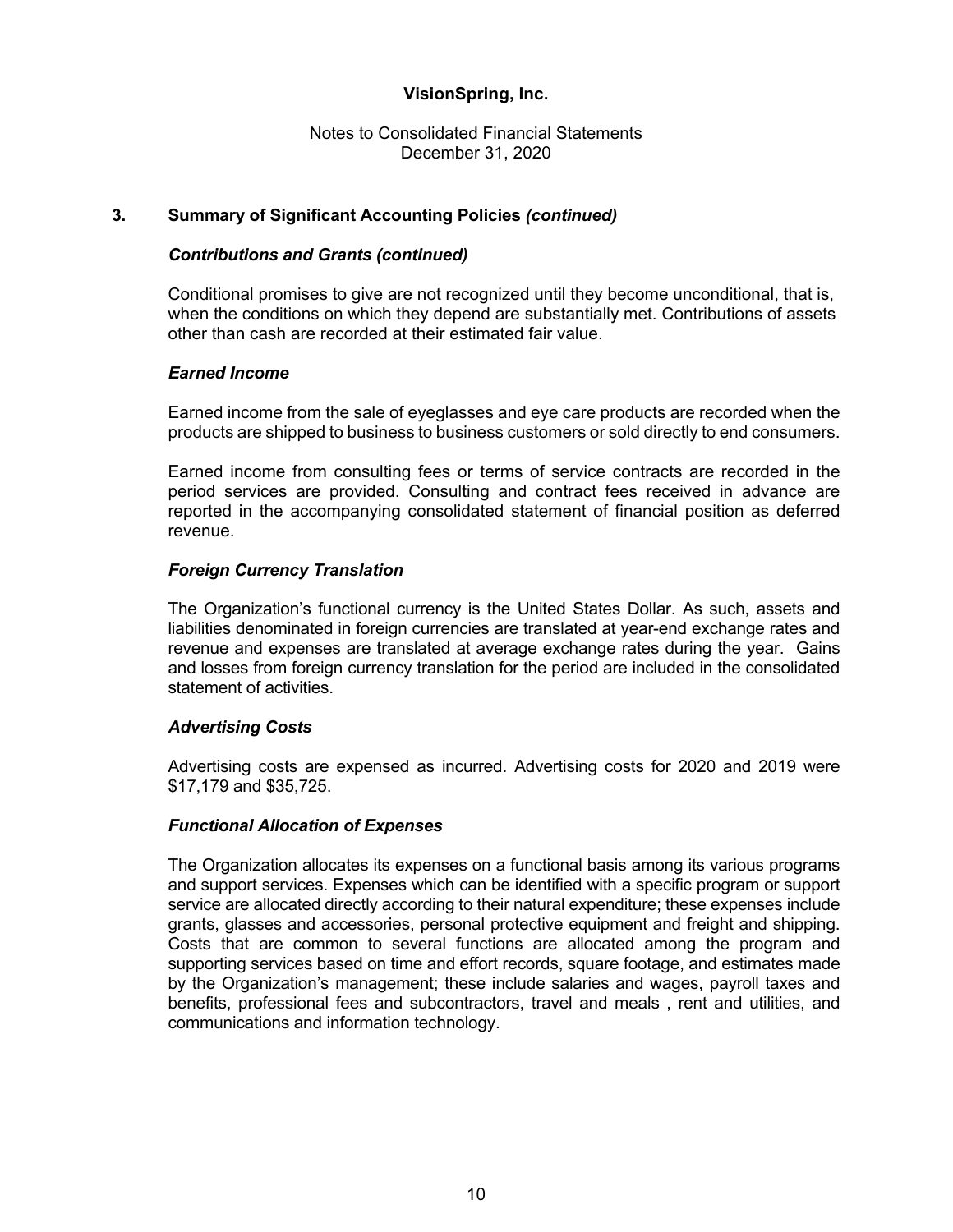## 3. Summary of Significant Accounting Policies *(continued)*

### *Contributions and Grants (continued)*

Conditional promises to give are not recognized until they become unconditional, that is, when the conditions on which they depend are substantially met. Contributions of assets other than cash are recorded at their estimated fair value.

### *Earned Income*

Earned income from the sale of eyeglasses and eye care products are recorded when the products are shipped to business to business customers or sold directly to end consumers.

Earned income from consulting fees or terms of service contracts are recorded in the period services are provided. Consulting and contract fees received in advance are reported in the accompanying consolidated statement of financial position as deferred revenue.

### *Foreign Currency Translation*

The Organization's functional currency is the United States Dollar. As such, assets and liabilities denominated in foreign currencies are translated at year-end exchange rates and revenue and expenses are translated at average exchange rates during the year. Gains and losses from foreign currency translation for the period are included in the consolidated statement of activities.

### *Advertising Costs*

Advertising costs are expensed as incurred. Advertising costs for 2020 and 2019 were $17,179 and $35,725.

### *Functional Allocation of Expenses*

The Organization allocates its expenses on a functional basis among its various programs and support services. Expenses which can be identified with a specific program or support service are allocated directly according to their natural expenditure; these expenses include grants, glasses and accessories, personal protective equipment and freight and shipping. Costs that are common to several functions are allocated among the program and supporting services based on time and effort records, square footage, and estimates made by the Organization's management; these include salaries and wages, payroll taxes and benefits, professional fees and subcontractors, travel and meals , rent and utilities, and communications and information technology.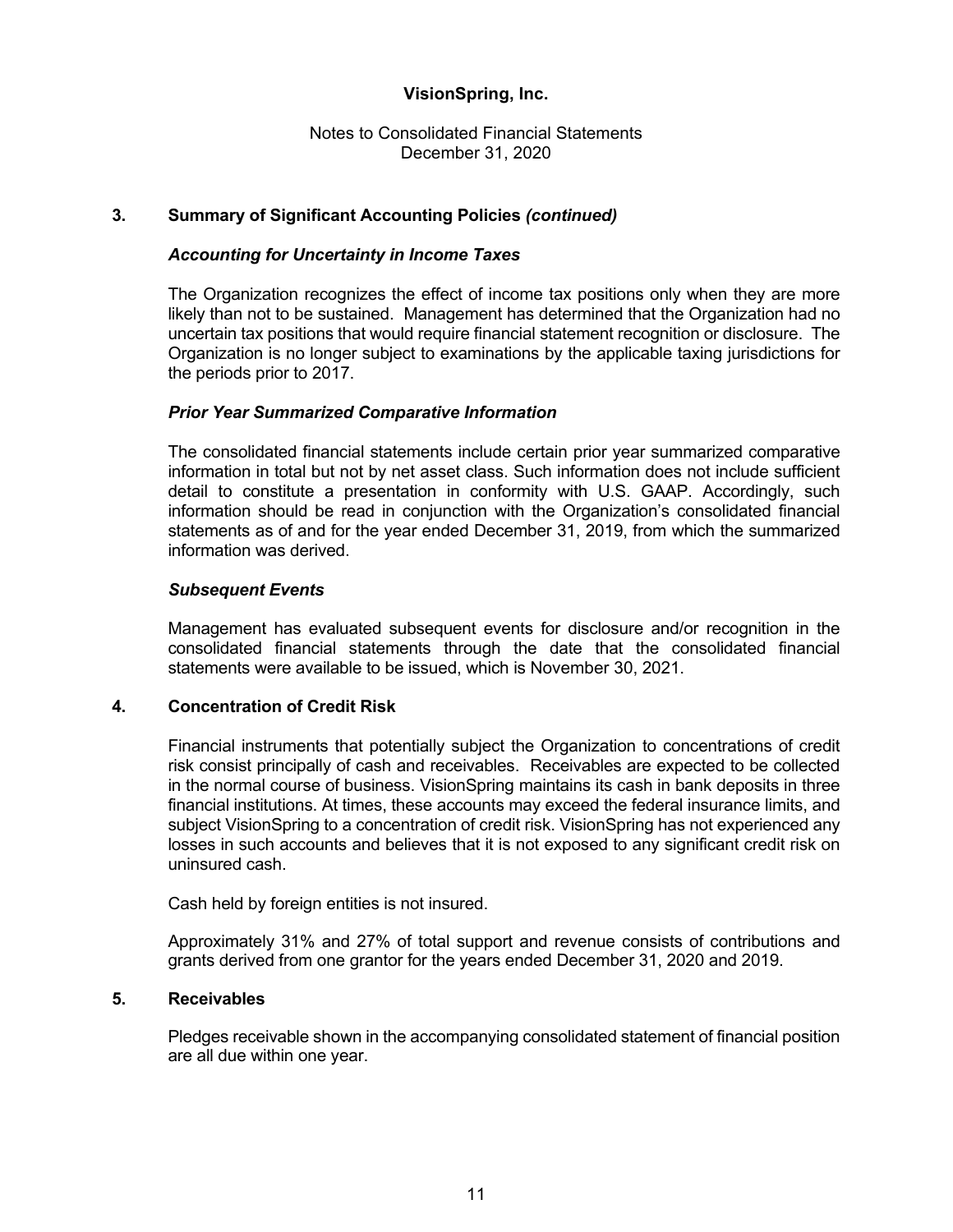## 3. Summary of Significant Accounting Policies *(continued)*

### *Accounting for Uncertainty in Income Taxes*

The Organization recognizes the effect of income tax positions only when they are more likely than not to be sustained. Management has determined that the Organization had no uncertain tax positions that would require financial statement recognition or disclosure. The Organization is no longer subject to examinations by the applicable taxing jurisdictions for the periods prior to 2017.

### *Prior Year Summarized Comparative Information*

The consolidated financial statements include certain prior year summarized comparative information in total but not by net asset class. Such information does not include sufficient detail to constitute a presentation in conformity with U.S. GAAP. Accordingly, such information should be read in conjunction with the Organization's consolidated financial statements as of and for the year ended December 31, 2019, from which the summarized information was derived.

### *Subsequent Events*

Management has evaluated subsequent events for disclosure and/or recognition in the consolidated financial statements through the date that the consolidated financial statements were available to be issued, which is November 30, 2021.

## 4. Concentration of Credit Risk

Financial instruments that potentially subject the Organization to concentrations of credit risk consist principally of cash and receivables. Receivables are expected to be collected in the normal course of business. VisionSpring maintains its cash in bank deposits in three financial institutions. At times, these accounts may exceed the federal insurance limits, and subject VisionSpring to a concentration of credit risk. VisionSpring has not experienced any losses in such accounts and believes that it is not exposed to any significant credit risk on uninsured cash.

Cash held by foreign entities is not insured.

Approximately 31% and 27% of total support and revenue consists of contributions and grants derived from one grantor for the years ended December 31, 2020 and 2019.

## 5. Receivables

Pledges receivable shown in the accompanying consolidated statement of financial position are all due within one year.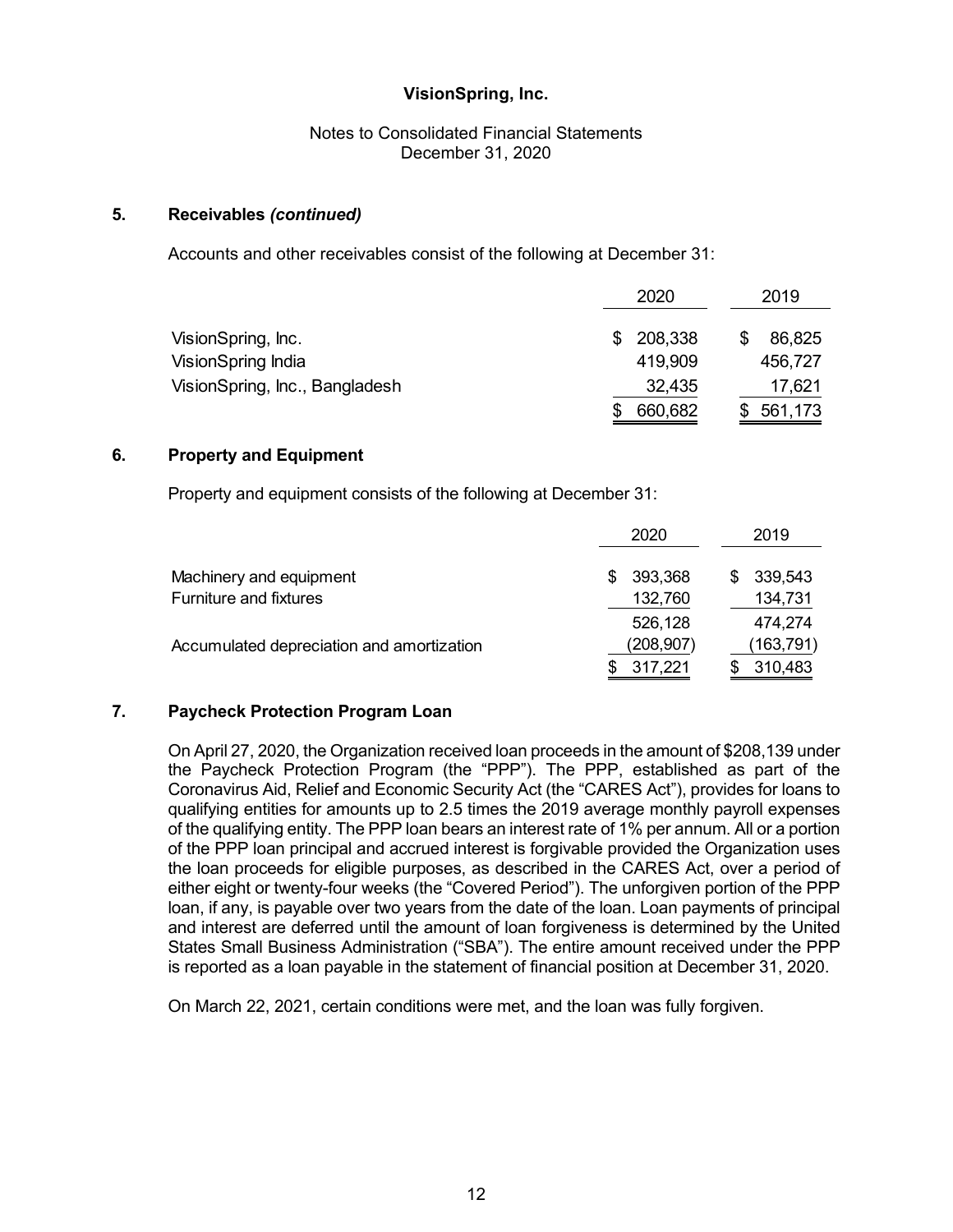**VisionSpring, Inc.**

Notes to Consolidated Financial Statements
December 31, 2020

## 5. Receivables *(continued)*

Accounts and other receivables consist of the following at December 31:

| | 2020 | 2019 |
|---|---|---|
| VisionSpring, Inc. | $ 208,338 | $ 86,825 |
| VisionSpring India | 419,909 | 456,727 |
| VisionSpring, Inc., Bangladesh | 32,435 | 17,621 |
| | $ 660,682 | $ 561,173 |

## 6. Property and Equipment

Property and equipment consists of the following at December 31:

| | 2020 | 2019 |
|---|---|---|
| Machinery and equipment | $ 393,368 | $ 339,543 |
| Furniture and fixtures | 132,760 | 134,731 |
| | 526,128 | 474,274 |
| Accumulated depreciation and amortization | (208,907) | (163,791) |
| | $ 317,221 | $ 310,483 |

## 7. Paycheck Protection Program Loan

On April 27, 2020, the Organization received loan proceeds in the amount of $208,139 under the Paycheck Protection Program (the "PPP"). The PPP, established as part of the Coronavirus Aid, Relief and Economic Security Act (the "CARES Act"), provides for loans to qualifying entities for amounts up to 2.5 times the 2019 average monthly payroll expenses of the qualifying entity. The PPP loan bears an interest rate of 1% per annum. All or a portion of the PPP loan principal and accrued interest is forgivable provided the Organization uses the loan proceeds for eligible purposes, as described in the CARES Act, over a period of either eight or twenty-four weeks (the "Covered Period"). The unforgiven portion of the PPP loan, if any, is payable over two years from the date of the loan. Loan payments of principal and interest are deferred until the amount of loan forgiveness is determined by the United States Small Business Administration ("SBA"). The entire amount received under the PPP is reported as a loan payable in the statement of financial position at December 31, 2020.

On March 22, 2021, certain conditions were met, and the loan was fully forgiven.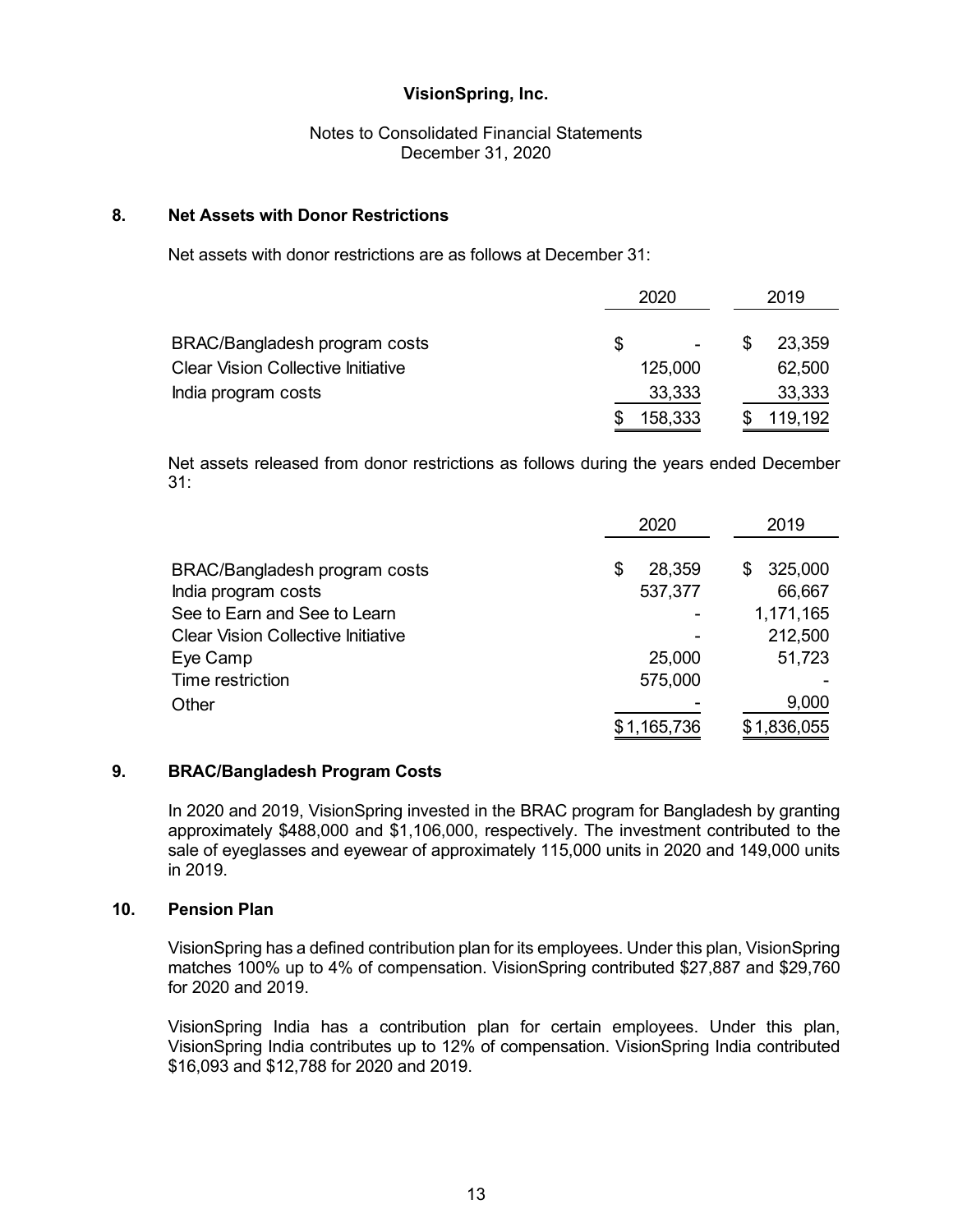## 8. Net Assets with Donor Restrictions

Net assets with donor restrictions are as follows at December 31:

| | 2020 | 2019 |
|---|---|---|
| BRAC/Bangladesh program costs | $ - | $ 23,359 |
| Clear Vision Collective Initiative | 125,000 | 62,500 |
| India program costs | 33,333 | 33,333 |
| | $ 158,333 | $ 119,192 |

Net assets released from donor restrictions as follows during the years ended December 31:

| | 2020 | 2019 |
|---|---|---|
| BRAC/Bangladesh program costs | $ 28,359 | $ 325,000 |
| India program costs | 537,377 | 66,667 |
| See to Earn and See to Learn | - | 1,171,165 |
| Clear Vision Collective Initiative | - | 212,500 |
| Eye Camp | 25,000 | 51,723 |
| Time restriction | 575,000 | - |
| Other | - | 9,000 |
| | $ 1,165,736 | $ 1,836,055 |

## 9. BRAC/Bangladesh Program Costs

In 2020 and 2019, VisionSpring invested in the BRAC program for Bangladesh by granting approximately $488,000 and $1,106,000, respectively. The investment contributed to the sale of eyeglasses and eyewear of approximately 115,000 units in 2020 and 149,000 units in 2019.

## 10. Pension Plan

VisionSpring has a defined contribution plan for its employees. Under this plan, VisionSpring matches 100% up to 4% of compensation. VisionSpring contributed $27,887 and $29,760 for 2020 and 2019.

VisionSpring India has a contribution plan for certain employees. Under this plan, VisionSpring India contributes up to 12% of compensation. VisionSpring India contributed $16,093 and $12,788 for 2020 and 2019.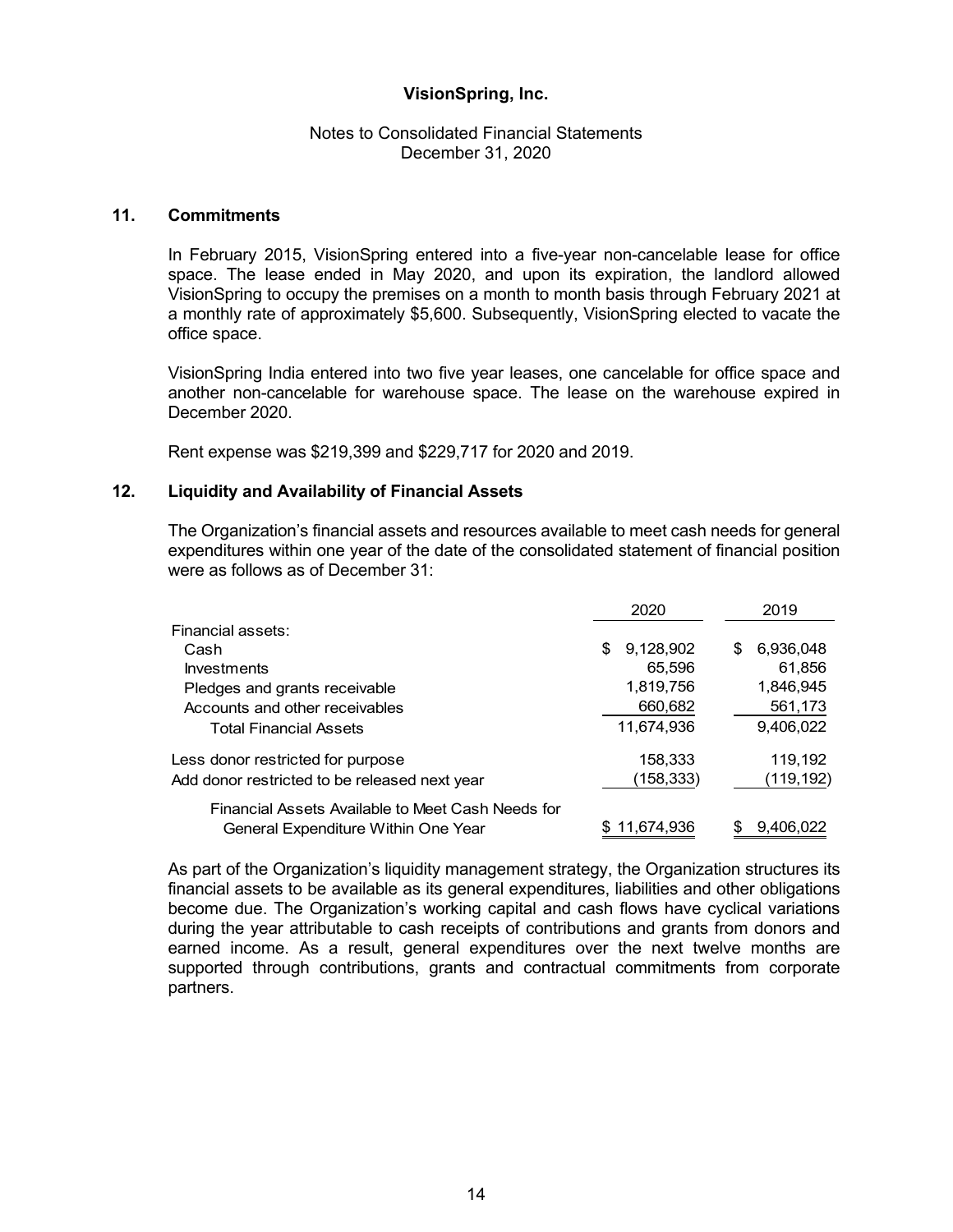# VisionSpring, Inc.

Notes to Consolidated Financial Statements
December 31, 2020

## 11. Commitments

In February 2015, VisionSpring entered into a five-year non-cancelable lease for office space. The lease ended in May 2020, and upon its expiration, the landlord allowed VisionSpring to occupy the premises on a month to month basis through February 2021 at a monthly rate of approximately $5,600. Subsequently, VisionSpring elected to vacate the office space.

VisionSpring India entered into two five year leases, one cancelable for office space and another non-cancelable for warehouse space. The lease on the warehouse expired in December 2020.

Rent expense was $219,399 and $229,717 for 2020 and 2019.

## 12. Liquidity and Availability of Financial Assets

The Organization's financial assets and resources available to meet cash needs for general expenditures within one year of the date of the consolidated statement of financial position were as follows as of December 31:

| | 2020 | 2019 |
|---|---|---|
| Financial assets: | | |
| Cash | $ 9,128,902 | $ 6,936,048 |
| Investments | 65,596 | 61,856 |
| Pledges and grants receivable | 1,819,756 | 1,846,945 |
| Accounts and other receivables | 660,682 | 561,173 |
| Total Financial Assets | 11,674,936 | 9,406,022 |
| Less donor restricted for purpose | 158,333 | 119,192 |
| Add donor restricted to be released next year | (158,333) | (119,192) |
| Financial Assets Available to Meet Cash Needs for General Expenditure Within One Year | $ 11,674,936 | $ 9,406,022 |

As part of the Organization's liquidity management strategy, the Organization structures its financial assets to be available as its general expenditures, liabilities and other obligations become due. The Organization's working capital and cash flows have cyclical variations during the year attributable to cash receipts of contributions and grants from donors and earned income. As a result, general expenditures over the next twelve months are supported through contributions, grants and contractual commitments from corporate partners.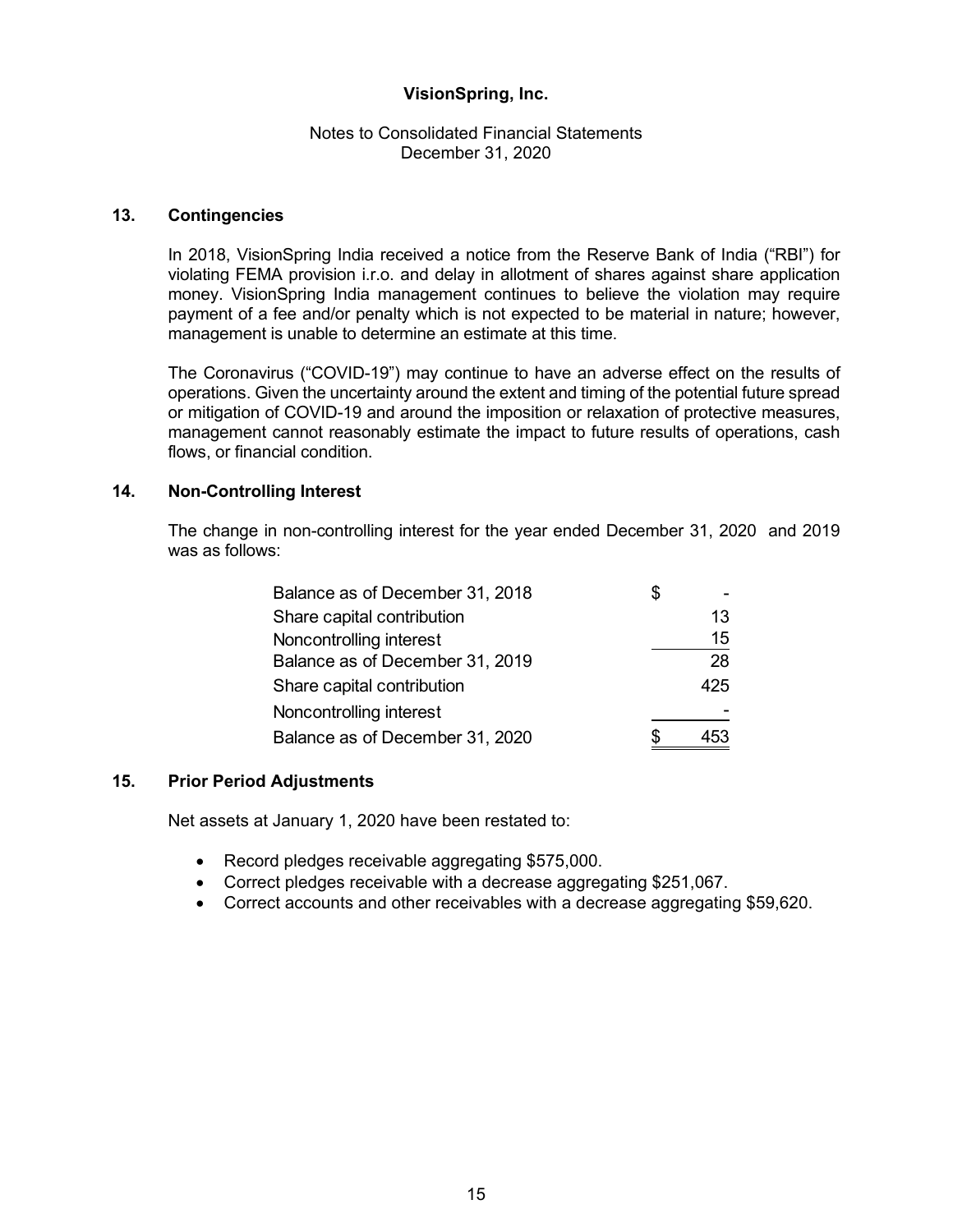# VisionSpring, Inc.

Notes to Consolidated Financial Statements
December 31, 2020

## 13. Contingencies

In 2018, VisionSpring India received a notice from the Reserve Bank of India ("RBI") for violating FEMA provision i.r.o. and delay in allotment of shares against share application money. VisionSpring India management continues to believe the violation may require payment of a fee and/or penalty which is not expected to be material in nature; however, management is unable to determine an estimate at this time.

The Coronavirus ("COVID-19") may continue to have an adverse effect on the results of operations. Given the uncertainty around the extent and timing of the potential future spread or mitigation of COVID-19 and around the imposition or relaxation of protective measures, management cannot reasonably estimate the impact to future results of operations, cash flows, or financial condition.

## 14. Non-Controlling Interest

The change in non-controlling interest for the year ended December 31, 2020 and 2019 was as follows:

| | |
|---|---|
| Balance as of December 31, 2018 | $ - |
| Share capital contribution | 13 |
| Noncontrolling interest | 15 |
| Balance as of December 31, 2019 | 28 |
| Share capital contribution | 425 |
| Noncontrolling interest | - |
| Balance as of December 31, 2020 | $ 453 |

## 15. Prior Period Adjustments

Net assets at January 1, 2020 have been restated to:

- Record pledges receivable aggregating $575,000.
- Correct pledges receivable with a decrease aggregating $251,067.
- Correct accounts and other receivables with a decrease aggregating $59,620.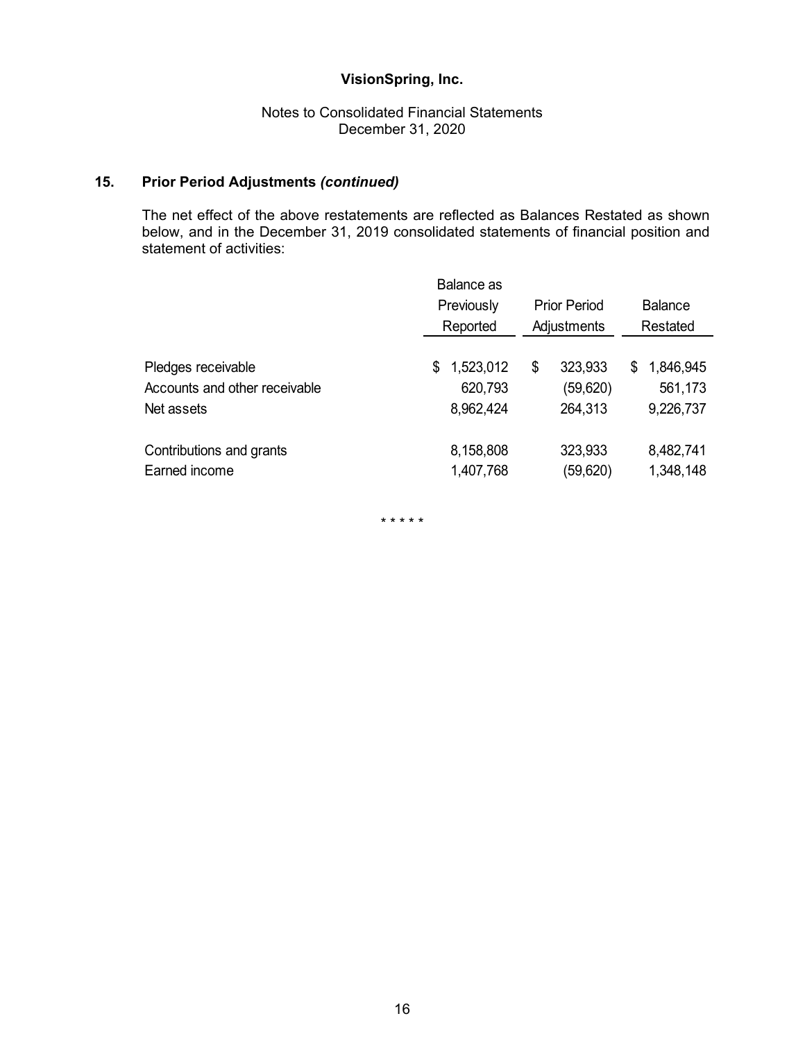## 15. Prior Period Adjustments *(continued)*

The net effect of the above restatements are reflected as Balances Restated as shown below, and in the December 31, 2019 consolidated statements of financial position and statement of activities:

| | Balance as Previously Reported | Prior Period Adjustments | Balance Restated |
|---|---|---|---|
| Pledges receivable | $ 1,523,012 | $ 323,933 | $ 1,846,945 |
| Accounts and other receivable | 620,793 | (59,620) | 561,173 |
| Net assets | 8,962,424 | 264,313 | 9,226,737 |
| | | | |
| Contributions and grants | 8,158,808 | 323,933 | 8,482,741 |
| Earned income | 1,407,768 | (59,620) | 1,348,148 |

\* \* \* \* \*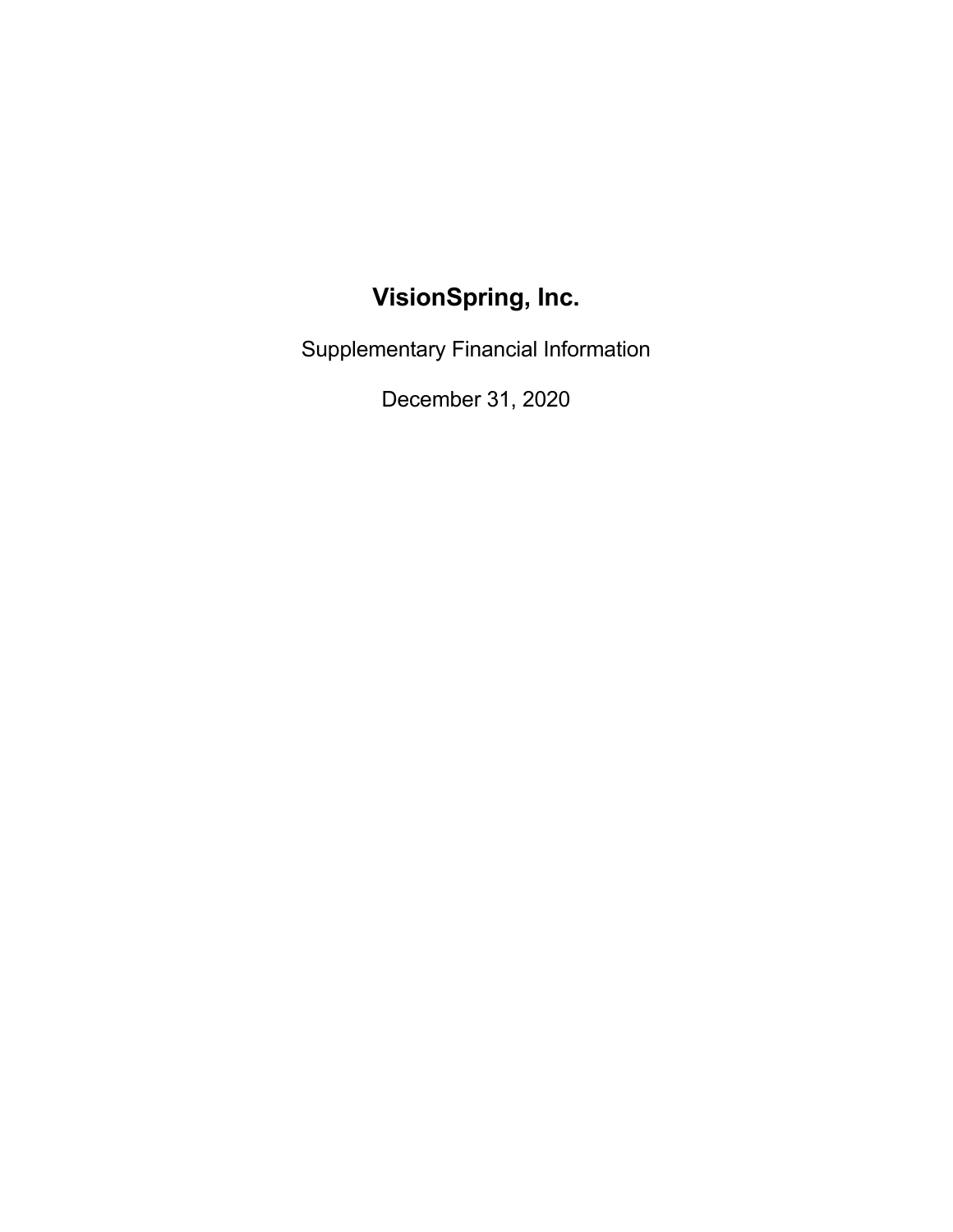# VisionSpring, Inc.

Supplementary Financial Information

December 31, 2020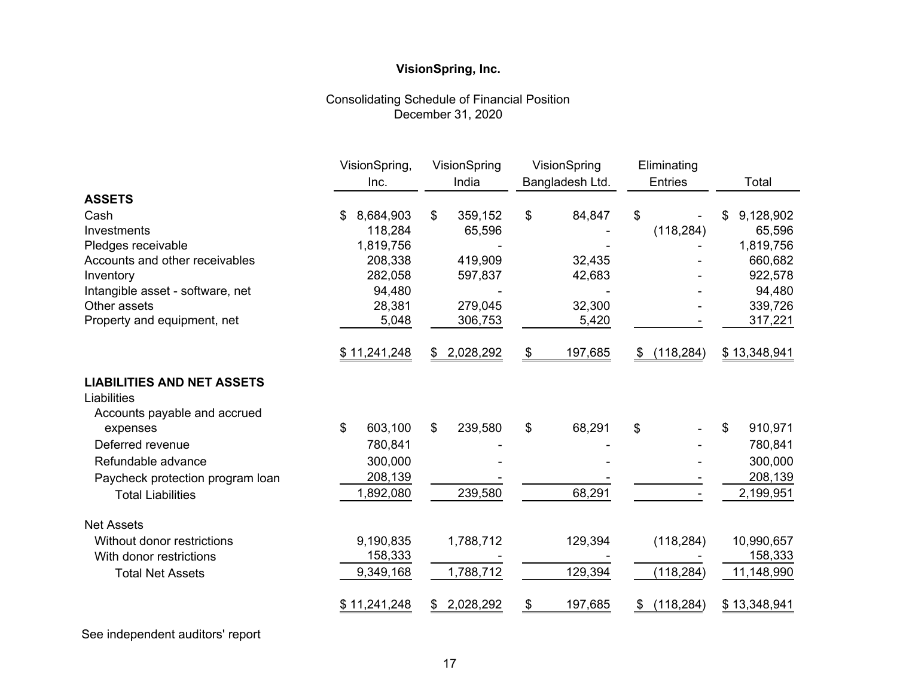# VisionSpring, Inc.

Consolidating Schedule of Financial Position
December 31, 2020

| | VisionSpring, Inc. | VisionSpring India | VisionSpring Bangladesh Ltd. | Eliminating Entries | Total |
|---|---|---|---|---|---|
| **ASSETS** | | | | | |
| Cash | $ 8,684,903 | $ 359,152 | $ 84,847 | $ - | $ 9,128,902 |
| Investments | 118,284 | 65,596 | - | (118,284) | 65,596 |
| Pledges receivable | 1,819,756 | - | - | - | 1,819,756 |
| Accounts and other receivables | 208,338 | 419,909 | 32,435 | - | 660,682 |
| Inventory | 282,058 | 597,837 | 42,683 | - | 922,578 |
| Intangible asset - software, net | 94,480 | - | - | - | 94,480 |
| Other assets | 28,381 | 279,045 | 32,300 | - | 339,726 |
| Property and equipment, net | 5,048 | 306,753 | 5,420 | - | 317,221 |
| | $ 11,241,248 | $ 2,028,292 | $ 197,685 | $ (118,284) | $ 13,348,941 |
| **LIABILITIES AND NET ASSETS** | | | | | |
| Liabilities | | | | | |
| Accounts payable and accrued expenses | $ 603,100 | $ 239,580 | $ 68,291 | $ - | $ 910,971 |
| Deferred revenue | 780,841 | - | - | - | 780,841 |
| Refundable advance | 300,000 | - | - | - | 300,000 |
| Paycheck protection program loan | 208,139 | - | - | - | 208,139 |
| Total Liabilities | 1,892,080 | 239,580 | 68,291 | - | 2,199,951 |
| Net Assets | | | | | |
| Without donor restrictions | 9,190,835 | 1,788,712 | 129,394 | (118,284) | 10,990,657 |
| With donor restrictions | 158,333 | - | - | - | 158,333 |
| Total Net Assets | 9,349,168 | 1,788,712 | 129,394 | (118,284) | 11,148,990 |
| | $ 11,241,248 | $ 2,028,292 | $ 197,685 | $ (118,284) | $ 13,348,941 |

See independent auditors' report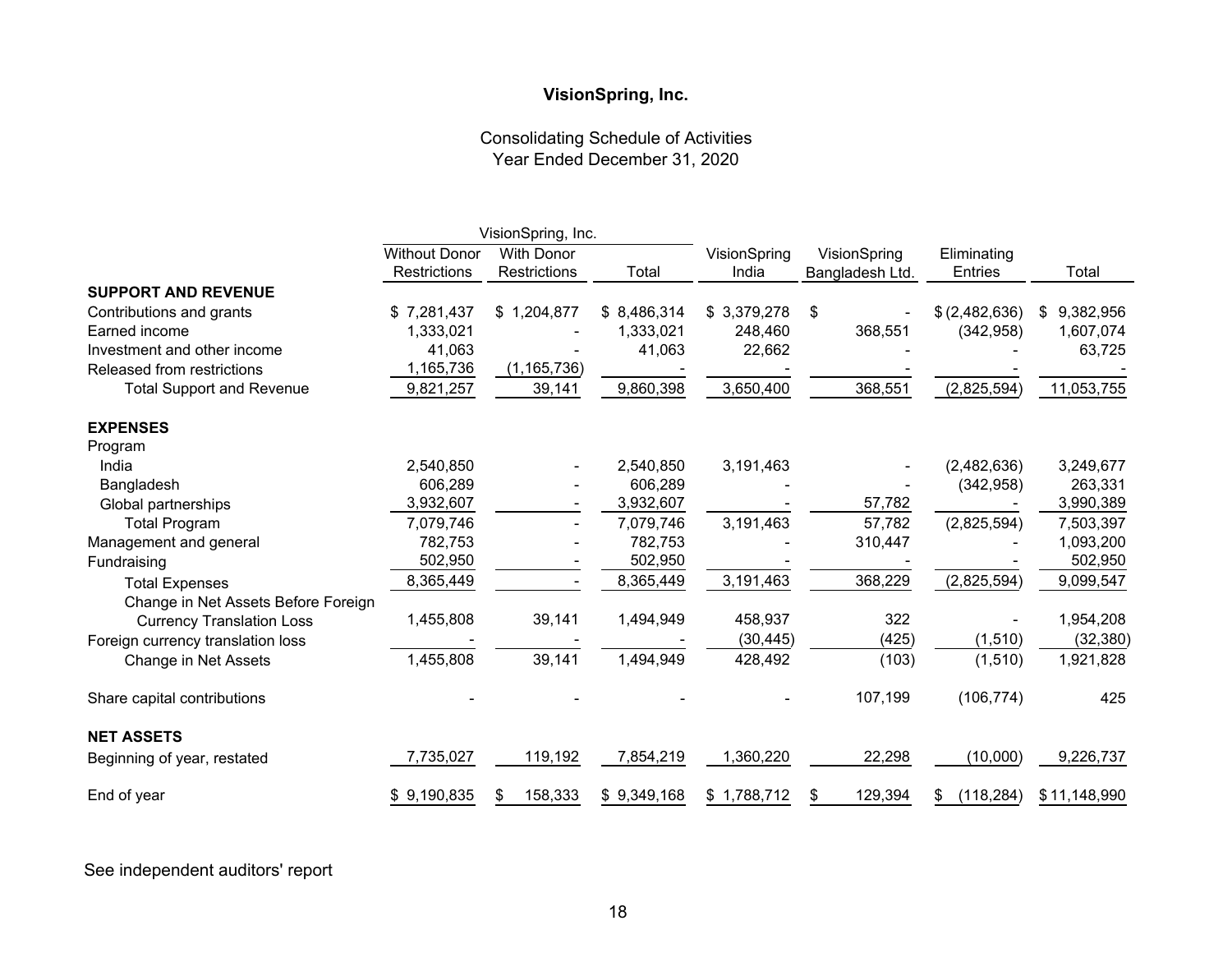**VisionSpring, Inc.**

Consolidating Schedule of Activities
Year Ended December 31, 2020

| | VisionSpring, Inc. | | | | | | |
|---|---|---|---|---|---|---|---|
| | Without Donor Restrictions | With Donor Restrictions | Total | VisionSpring India | VisionSpring Bangladesh Ltd. | Eliminating Entries | Total |
| **SUPPORT AND REVENUE** | | | | | | | |
| Contributions and grants | $ 7,281,437 | $ 1,204,877 | $ 8,486,314 | $ 3,379,278 | $ - | $ (2,482,636) | $ 9,382,956 |
| Earned income | 1,333,021 | - | 1,333,021 | 248,460 | 368,551 | (342,958) | 1,607,074 |
| Investment and other income | 41,063 | - | 41,063 | 22,662 | - | - | 63,725 |
| Released from restrictions | 1,165,736 | (1,165,736) | - | - | - | - | - |
| Total Support and Revenue | 9,821,257 | 39,141 | 9,860,398 | 3,650,400 | 368,551 | (2,825,594) | 11,053,755 |
| **EXPENSES** | | | | | | | |
| Program | | | | | | | |
| India | 2,540,850 | - | 2,540,850 | 3,191,463 | - | (2,482,636) | 3,249,677 |
| Bangladesh | 606,289 | - | 606,289 | - | - | (342,958) | 263,331 |
| Global partnerships | 3,932,607 | - | 3,932,607 | - | 57,782 | - | 3,990,389 |
| Total Program | 7,079,746 | - | 7,079,746 | 3,191,463 | 57,782 | (2,825,594) | 7,503,397 |
| Management and general | 782,753 | - | 782,753 | - | 310,447 | - | 1,093,200 |
| Fundraising | 502,950 | - | 502,950 | - | - | - | 502,950 |
| Total Expenses | 8,365,449 | - | 8,365,449 | 3,191,463 | 368,229 | (2,825,594) | 9,099,547 |
| Change in Net Assets Before Foreign Currency Translation Loss | 1,455,808 | 39,141 | 1,494,949 | 458,937 | 322 | - | 1,954,208 |
| Foreign currency translation loss | - | - | - | (30,445) | (425) | (1,510) | (32,380) |
| Change in Net Assets | 1,455,808 | 39,141 | 1,494,949 | 428,492 | (103) | (1,510) | 1,921,828 |
| Share capital contributions | - | - | - | - | 107,199 | (106,774) | 425 |
| **NET ASSETS** | | | | | | | |
| Beginning of year, restated | 7,735,027 | 119,192 | 7,854,219 | 1,360,220 | 22,298 | (10,000) | 9,226,737 |
| End of year | $ 9,190,835 | $ 158,333 | $ 9,349,168 | $ 1,788,712 | $ 129,394 | $ (118,284) | $ 11,148,990 |

See independent auditors' report